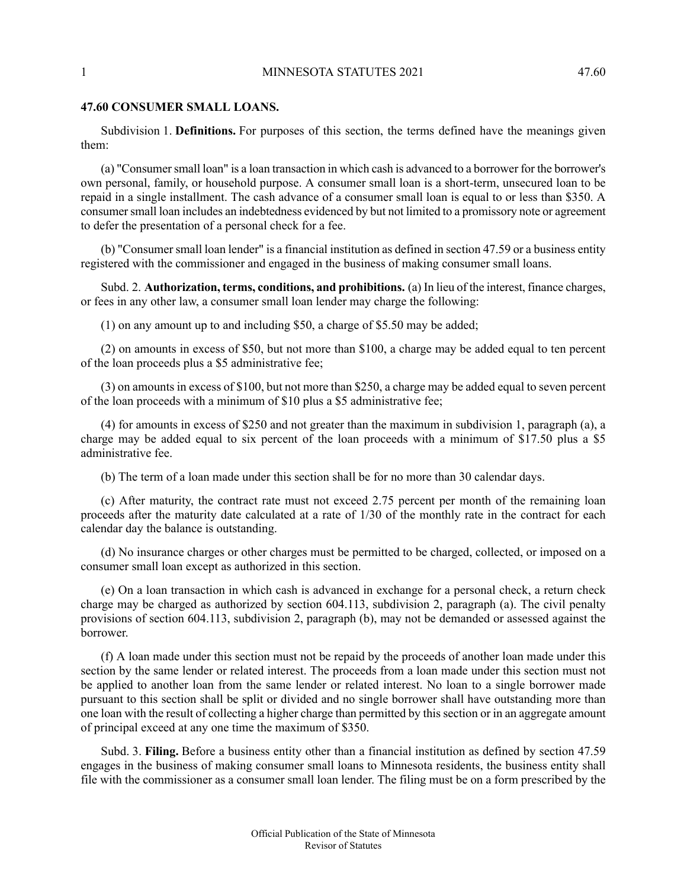## 47.60 CONSUMER SMALL LOANS.

Subdivision 1. **Definitions.** For purposes of this section, the terms defined have the meanings given them:

(a) "Consumer small loan" is a loan transaction in which cash is advanced to a borrower for the borrower's own personal, family, or household purpose. A consumer small loan is a short-term, unsecured loan to be repaid in a single installment. The cash advance of a consumer small loan is equal to or less than $350. A consumer small loan includes an indebtedness evidenced by but not limited to a promissory note or agreement to defer the presentation of a personal check for a fee.

(b) "Consumer small loan lender" is a financial institution as defined in section 47.59 or a business entity registered with the commissioner and engaged in the business of making consumer small loans.

Subd. 2. **Authorization, terms, conditions, and prohibitions.** (a) In lieu of the interest, finance charges, or fees in any other law, a consumer small loan lender may charge the following:

(1) on any amount up to and including $50, a charge of $5.50 may be added;

(2) on amounts in excess of $50, but not more than $100, a charge may be added equal to ten percent of the loan proceeds plus a $5 administrative fee;

(3) on amounts in excess of $100, but not more than $250, a charge may be added equal to seven percent of the loan proceeds with a minimum of $10 plus a $5 administrative fee;

(4) for amounts in excess of $250 and not greater than the maximum in subdivision 1, paragraph (a), a charge may be added equal to six percent of the loan proceeds with a minimum of $17.50 plus a $5 administrative fee.

(b) The term of a loan made under this section shall be for no more than 30 calendar days.

(c) After maturity, the contract rate must not exceed 2.75 percent per month of the remaining loan proceeds after the maturity date calculated at a rate of 1/30 of the monthly rate in the contract for each calendar day the balance is outstanding.

(d) No insurance charges or other charges must be permitted to be charged, collected, or imposed on a consumer small loan except as authorized in this section.

(e) On a loan transaction in which cash is advanced in exchange for a personal check, a return check charge may be charged as authorized by section 604.113, subdivision 2, paragraph (a). The civil penalty provisions of section 604.113, subdivision 2, paragraph (b), may not be demanded or assessed against the borrower.

(f) A loan made under this section must not be repaid by the proceeds of another loan made under this section by the same lender or related interest. The proceeds from a loan made under this section must not be applied to another loan from the same lender or related interest. No loan to a single borrower made pursuant to this section shall be split or divided and no single borrower shall have outstanding more than one loan with the result of collecting a higher charge than permitted by this section or in an aggregate amount of principal exceed at any one time the maximum of $350.

Subd. 3. **Filing.** Before a business entity other than a financial institution as defined by section 47.59 engages in the business of making consumer small loans to Minnesota residents, the business entity shall file with the commissioner as a consumer small loan lender. The filing must be on a form prescribed by the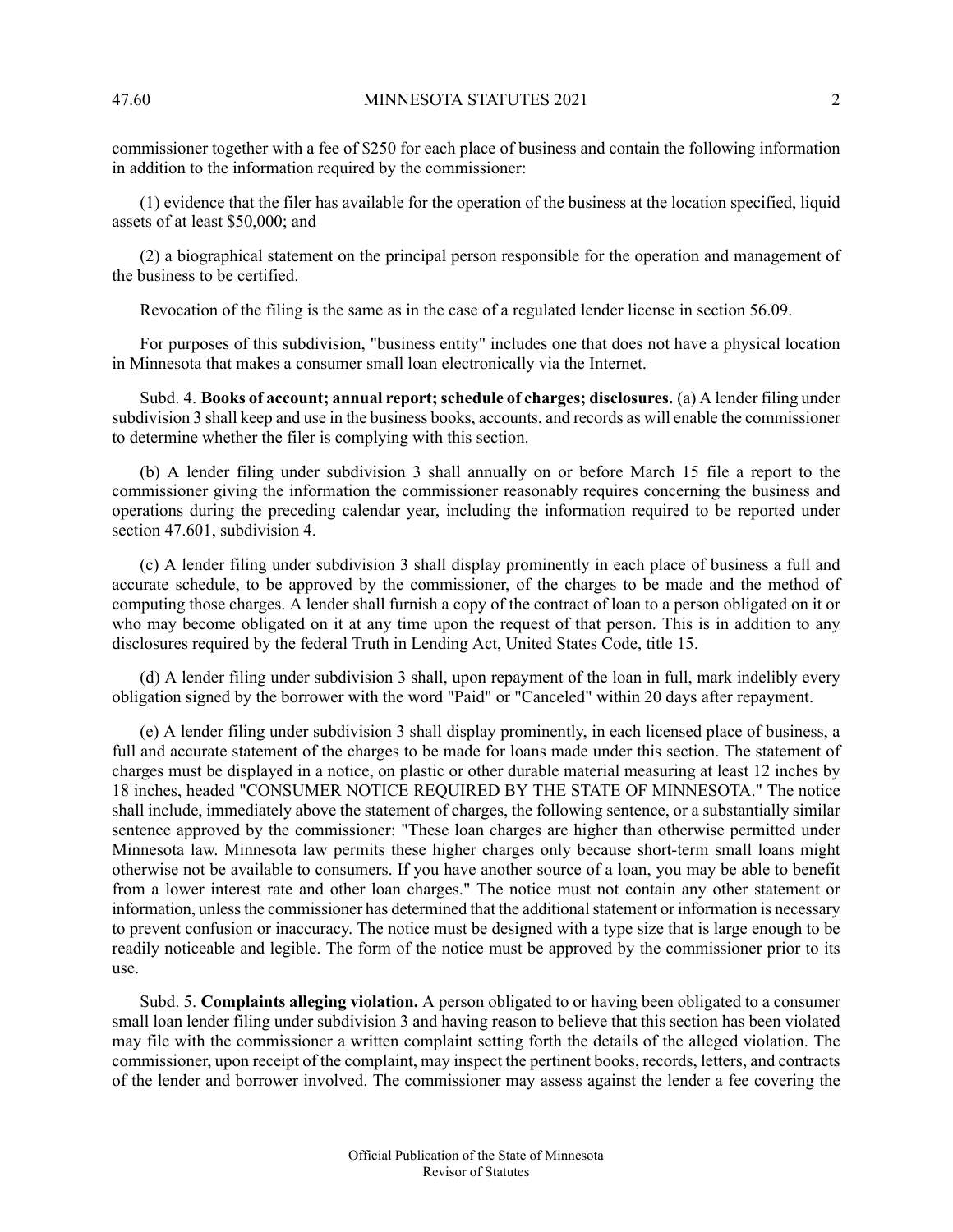commissioner together with a fee of $250 for each place of business and contain the following information in addition to the information required by the commissioner:

(1) evidence that the filer has available for the operation of the business at the location specified, liquid assets of at least $50,000; and

(2) a biographical statement on the principal person responsible for the operation and management of the business to be certified.

Revocation of the filing is the same as in the case of a regulated lender license in section 56.09.

For purposes of this subdivision, "business entity" includes one that does not have a physical location in Minnesota that makes a consumer small loan electronically via the Internet.

Subd. 4. **Books of account; annual report; schedule of charges; disclosures.** (a) A lender filing under subdivision 3 shall keep and use in the business books, accounts, and records as will enable the commissioner to determine whether the filer is complying with this section.

(b) A lender filing under subdivision 3 shall annually on or before March 15 file a report to the commissioner giving the information the commissioner reasonably requires concerning the business and operations during the preceding calendar year, including the information required to be reported under section 47.601, subdivision 4.

(c) A lender filing under subdivision 3 shall display prominently in each place of business a full and accurate schedule, to be approved by the commissioner, of the charges to be made and the method of computing those charges. A lender shall furnish a copy of the contract of loan to a person obligated on it or who may become obligated on it at any time upon the request of that person. This is in addition to any disclosures required by the federal Truth in Lending Act, United States Code, title 15.

(d) A lender filing under subdivision 3 shall, upon repayment of the loan in full, mark indelibly every obligation signed by the borrower with the word "Paid" or "Canceled" within 20 days after repayment.

(e) A lender filing under subdivision 3 shall display prominently, in each licensed place of business, a full and accurate statement of the charges to be made for loans made under this section. The statement of charges must be displayed in a notice, on plastic or other durable material measuring at least 12 inches by 18 inches, headed "CONSUMER NOTICE REQUIRED BY THE STATE OF MINNESOTA." The notice shall include, immediately above the statement of charges, the following sentence, or a substantially similar sentence approved by the commissioner: "These loan charges are higher than otherwise permitted under Minnesota law. Minnesota law permits these higher charges only because short-term small loans might otherwise not be available to consumers. If you have another source of a loan, you may be able to benefit from a lower interest rate and other loan charges." The notice must not contain any other statement or information, unless the commissioner has determined that the additional statement or information is necessary to prevent confusion or inaccuracy. The notice must be designed with a type size that is large enough to be readily noticeable and legible. The form of the notice must be approved by the commissioner prior to its use.

Subd. 5. **Complaints alleging violation.** A person obligated to or having been obligated to a consumer small loan lender filing under subdivision 3 and having reason to believe that this section has been violated may file with the commissioner a written complaint setting forth the details of the alleged violation. The commissioner, upon receipt of the complaint, may inspect the pertinent books, records, letters, and contracts of the lender and borrower involved. The commissioner may assess against the lender a fee covering the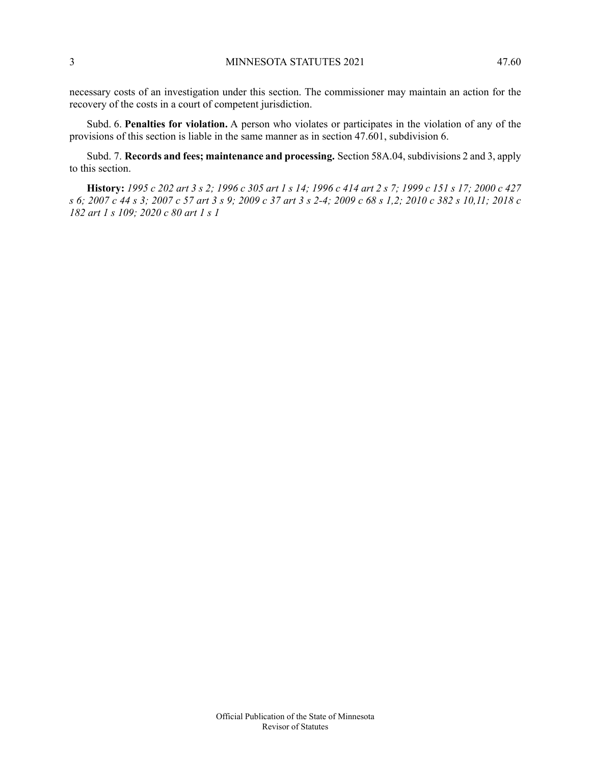necessary costs of an investigation under this section. The commissioner may maintain an action for the recovery of the costs in a court of competent jurisdiction.

Subd. 6. **Penalties for violation.** A person who violates or participates in the violation of any of the provisions of this section is liable in the same manner as in section 47.601, subdivision 6.

Subd. 7. **Records and fees; maintenance and processing.** Section 58A.04, subdivisions 2 and 3, apply to this section.

**History:** *1995 c 202 art 3 s 2; 1996 c 305 art 1 s 14; 1996 c 414 art 2 s 7; 1999 c 151 s 17; 2000 c 427 s 6; 2007 c 44 s 3; 2007 c 57 art 3 s 9; 2009 c 37 art 3 s 2-4; 2009 c 68 s 1,2; 2010 c 382 s 10,11; 2018 c 182 art 1 s 109; 2020 c 80 art 1 s 1*